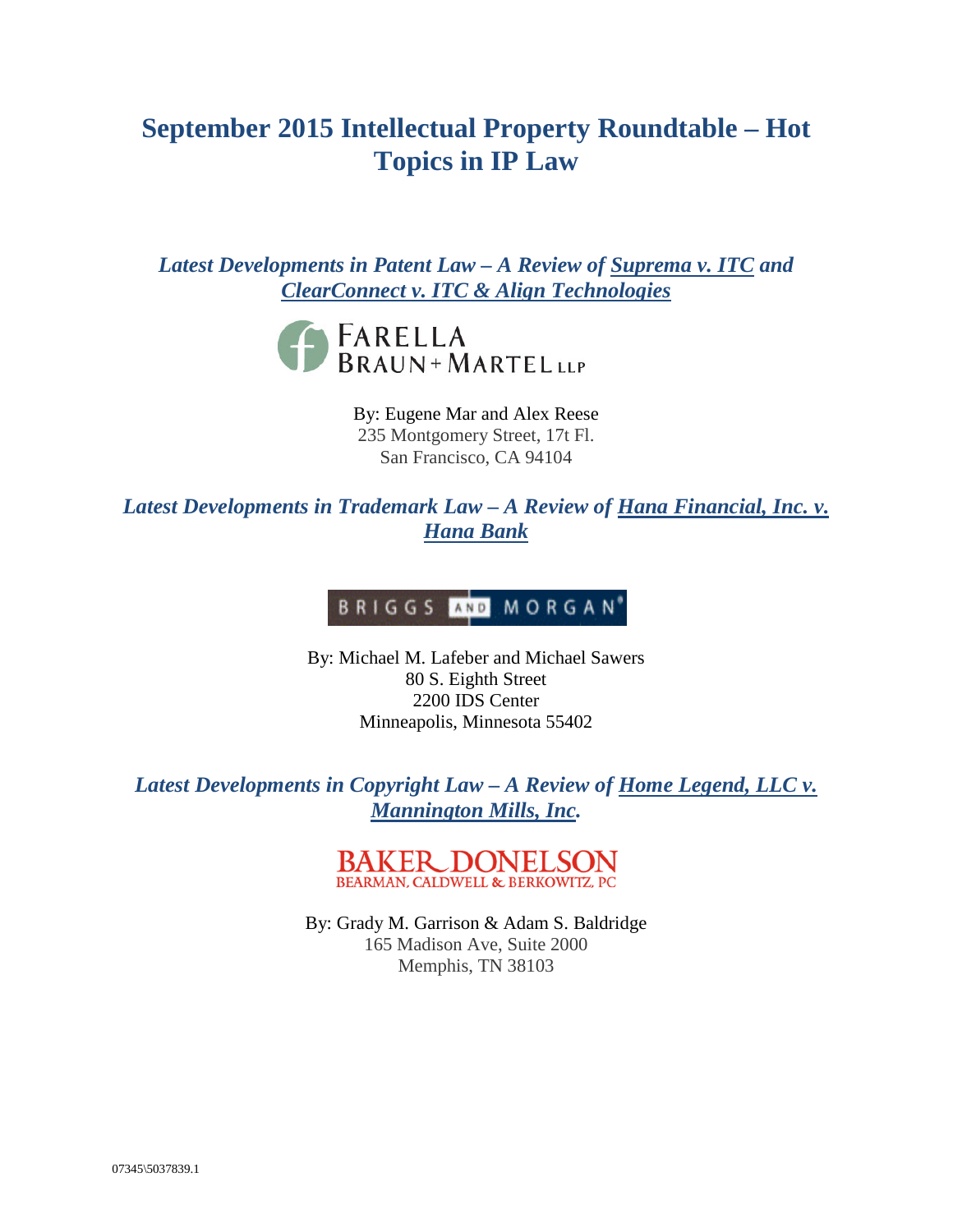# September 2015 Intellectual Property Roundtable – Hot Topics in IP Law

## *Latest Developments in Patent Law – A Review of Suprema v. ITC and ClearConnect v. ITC & Align Technologies*

FARELLA BRAUN + MARTEL LLP

By: Eugene Mar and Alex Reese
235 Montgomery Street, 17t Fl.
San Francisco, CA 94104

## *Latest Developments in Trademark Law – A Review of Hana Financial, Inc. v. Hana Bank*

BRIGGS AND MORGAN

By: Michael M. Lafeber and Michael Sawers
80 S. Eighth Street
2200 IDS Center
Minneapolis, Minnesota 55402

## *Latest Developments in Copyright Law – A Review of Home Legend, LLC v. Mannington Mills, Inc.*

BAKER DONELSON
BEARMAN, CALDWELL & BERKOWITZ, PC

By: Grady M. Garrison & Adam S. Baldridge
165 Madison Ave, Suite 2000
Memphis, TN 38103

07345\5037839.1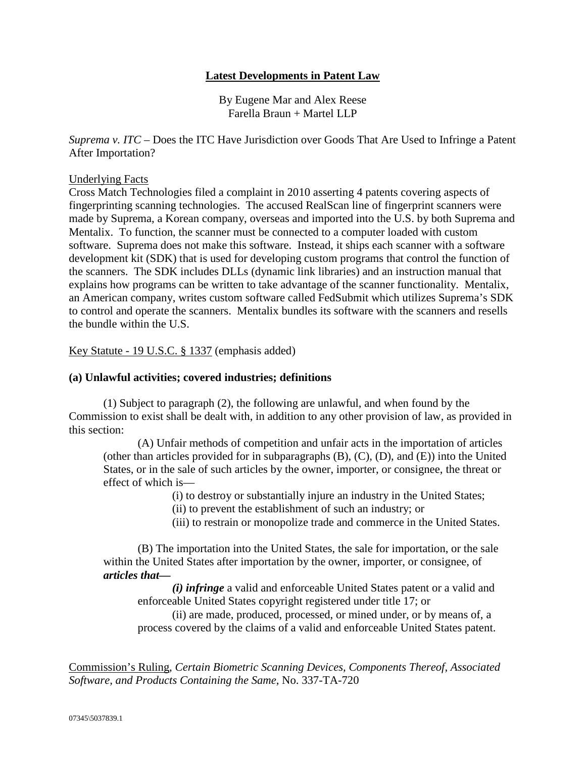## Latest Developments in Patent Law

By Eugene Mar and Alex Reese
Farella Braun + Martel LLP

*Suprema v. ITC* – Does the ITC Have Jurisdiction over Goods That Are Used to Infringe a Patent After Importation?

Underlying Facts

Cross Match Technologies filed a complaint in 2010 asserting 4 patents covering aspects of fingerprinting scanning technologies. The accused RealScan line of fingerprint scanners were made by Suprema, a Korean company, overseas and imported into the U.S. by both Suprema and Mentalix. To function, the scanner must be connected to a computer loaded with custom software. Suprema does not make this software. Instead, it ships each scanner with a software development kit (SDK) that is used for developing custom programs that control the function of the scanners. The SDK includes DLLs (dynamic link libraries) and an instruction manual that explains how programs can be written to take advantage of the scanner functionality. Mentalix, an American company, writes custom software called FedSubmit which utilizes Suprema's SDK to control and operate the scanners. Mentalix bundles its software with the scanners and resells the bundle within the U.S.

Key Statute - 19 U.S.C. § 1337 (emphasis added)

**(a) Unlawful activities; covered industries; definitions**

(1) Subject to paragraph (2), the following are unlawful, and when found by the Commission to exist shall be dealt with, in addition to any other provision of law, as provided in this section:

(A) Unfair methods of competition and unfair acts in the importation of articles (other than articles provided for in subparagraphs (B), (C), (D), and (E)) into the United States, or in the sale of such articles by the owner, importer, or consignee, the threat or effect of which is—

(i) to destroy or substantially injure an industry in the United States;

(ii) to prevent the establishment of such an industry; or

(iii) to restrain or monopolize trade and commerce in the United States.

(B) The importation into the United States, the sale for importation, or the sale within the United States after importation by the owner, importer, or consignee, of ***articles that—***

***(i) infringe*** a valid and enforceable United States patent or a valid and enforceable United States copyright registered under title 17; or

(ii) are made, produced, processed, or mined under, or by means of, a process covered by the claims of a valid and enforceable United States patent.

Commission's Ruling, *Certain Biometric Scanning Devices, Components Thereof, Associated Software, and Products Containing the Same*, No. 337-TA-720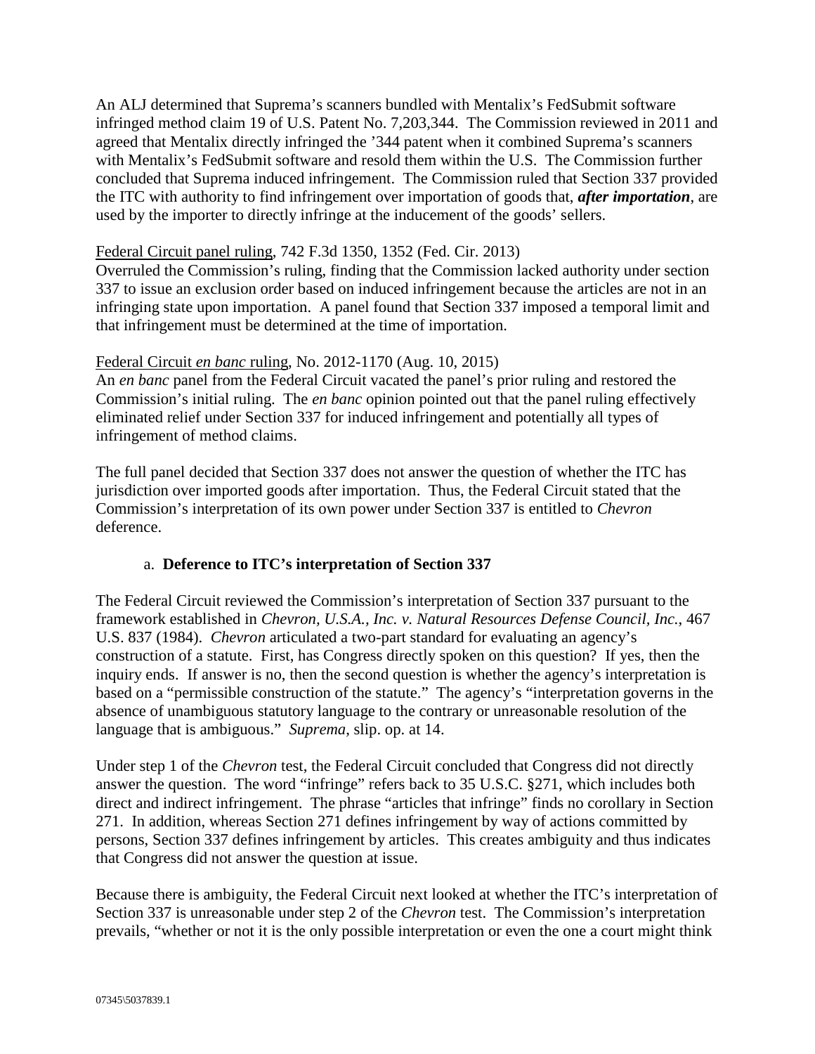An ALJ determined that Suprema's scanners bundled with Mentalix's FedSubmit software infringed method claim 19 of U.S. Patent No. 7,203,344. The Commission reviewed in 2011 and agreed that Mentalix directly infringed the '344 patent when it combined Suprema's scanners with Mentalix's FedSubmit software and resold them within the U.S. The Commission further concluded that Suprema induced infringement. The Commission ruled that Section 337 provided the ITC with authority to find infringement over importation of goods that, ***after importation***, are used by the importer to directly infringe at the inducement of the goods' sellers.

<u>Federal Circuit panel ruling</u>, 742 F.3d 1350, 1352 (Fed. Cir. 2013)
Overruled the Commission's ruling, finding that the Commission lacked authority under section 337 to issue an exclusion order based on induced infringement because the articles are not in an infringing state upon importation. A panel found that Section 337 imposed a temporal limit and that infringement must be determined at the time of importation.

<u>Federal Circuit *en banc* ruling</u>, No. 2012-1170 (Aug. 10, 2015)
An *en banc* panel from the Federal Circuit vacated the panel's prior ruling and restored the Commission's initial ruling. The *en banc* opinion pointed out that the panel ruling effectively eliminated relief under Section 337 for induced infringement and potentially all types of infringement of method claims.

The full panel decided that Section 337 does not answer the question of whether the ITC has jurisdiction over imported goods after importation. Thus, the Federal Circuit stated that the Commission's interpretation of its own power under Section 337 is entitled to *Chevron* deference.

a. **Deference to ITC's interpretation of Section 337**

The Federal Circuit reviewed the Commission's interpretation of Section 337 pursuant to the framework established in *Chevron, U.S.A., Inc. v. Natural Resources Defense Council, Inc.*, 467 U.S. 837 (1984). *Chevron* articulated a two-part standard for evaluating an agency's construction of a statute. First, has Congress directly spoken on this question? If yes, then the inquiry ends. If answer is no, then the second question is whether the agency's interpretation is based on a "permissible construction of the statute." The agency's "interpretation governs in the absence of unambiguous statutory language to the contrary or unreasonable resolution of the language that is ambiguous." *Suprema*, slip. op. at 14.

Under step 1 of the *Chevron* test, the Federal Circuit concluded that Congress did not directly answer the question. The word "infringe" refers back to 35 U.S.C. §271, which includes both direct and indirect infringement. The phrase "articles that infringe" finds no corollary in Section 271. In addition, whereas Section 271 defines infringement by way of actions committed by persons, Section 337 defines infringement by articles. This creates ambiguity and thus indicates that Congress did not answer the question at issue.

Because there is ambiguity, the Federal Circuit next looked at whether the ITC's interpretation of Section 337 is unreasonable under step 2 of the *Chevron* test. The Commission's interpretation prevails, "whether or not it is the only possible interpretation or even the one a court might think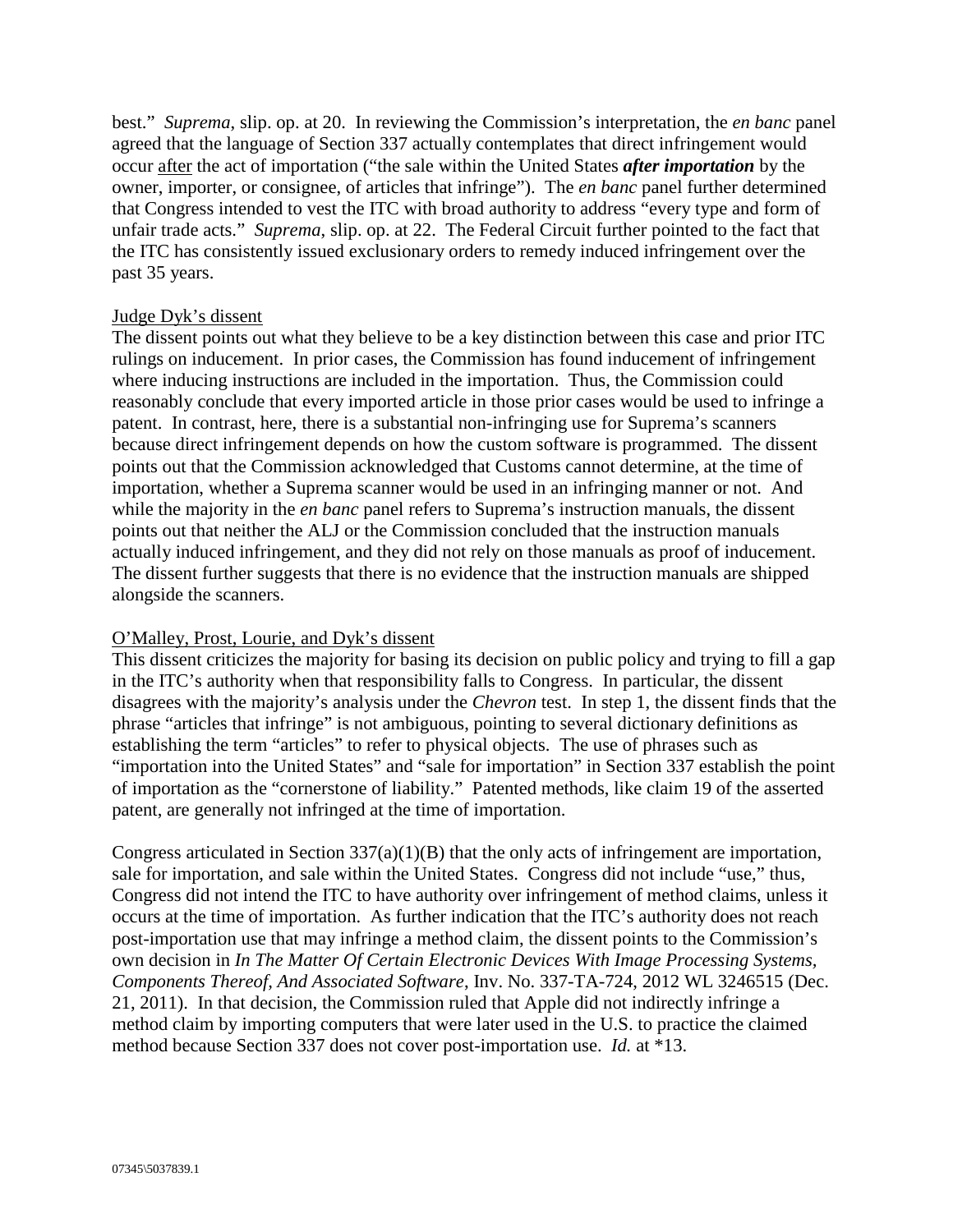best." *Suprema*, slip. op. at 20. In reviewing the Commission's interpretation, the *en banc* panel agreed that the language of Section 337 actually contemplates that direct infringement would occur after the act of importation ("the sale within the United States ***after importation*** by the owner, importer, or consignee, of articles that infringe"). The *en banc* panel further determined that Congress intended to vest the ITC with broad authority to address "every type and form of unfair trade acts." *Suprema*, slip. op. at 22. The Federal Circuit further pointed to the fact that the ITC has consistently issued exclusionary orders to remedy induced infringement over the past 35 years.

Judge Dyk's dissent

The dissent points out what they believe to be a key distinction between this case and prior ITC rulings on inducement. In prior cases, the Commission has found inducement of infringement where inducing instructions are included in the importation. Thus, the Commission could reasonably conclude that every imported article in those prior cases would be used to infringe a patent. In contrast, here, there is a substantial non-infringing use for Suprema's scanners because direct infringement depends on how the custom software is programmed. The dissent points out that the Commission acknowledged that Customs cannot determine, at the time of importation, whether a Suprema scanner would be used in an infringing manner or not. And while the majority in the *en banc* panel refers to Suprema's instruction manuals, the dissent points out that neither the ALJ or the Commission concluded that the instruction manuals actually induced infringement, and they did not rely on those manuals as proof of inducement. The dissent further suggests that there is no evidence that the instruction manuals are shipped alongside the scanners.

O'Malley, Prost, Lourie, and Dyk's dissent

This dissent criticizes the majority for basing its decision on public policy and trying to fill a gap in the ITC's authority when that responsibility falls to Congress. In particular, the dissent disagrees with the majority's analysis under the *Chevron* test. In step 1, the dissent finds that the phrase "articles that infringe" is not ambiguous, pointing to several dictionary definitions as establishing the term "articles" to refer to physical objects. The use of phrases such as "importation into the United States" and "sale for importation" in Section 337 establish the point of importation as the "cornerstone of liability." Patented methods, like claim 19 of the asserted patent, are generally not infringed at the time of importation.

Congress articulated in Section 337(a)(1)(B) that the only acts of infringement are importation, sale for importation, and sale within the United States. Congress did not include "use," thus, Congress did not intend the ITC to have authority over infringement of method claims, unless it occurs at the time of importation. As further indication that the ITC's authority does not reach post-importation use that may infringe a method claim, the dissent points to the Commission's own decision in *In The Matter Of Certain Electronic Devices With Image Processing Systems, Components Thereof, And Associated Software*, Inv. No. 337-TA-724, 2012 WL 3246515 (Dec. 21, 2011). In that decision, the Commission ruled that Apple did not indirectly infringe a method claim by importing computers that were later used in the U.S. to practice the claimed method because Section 337 does not cover post-importation use. *Id.* at *13.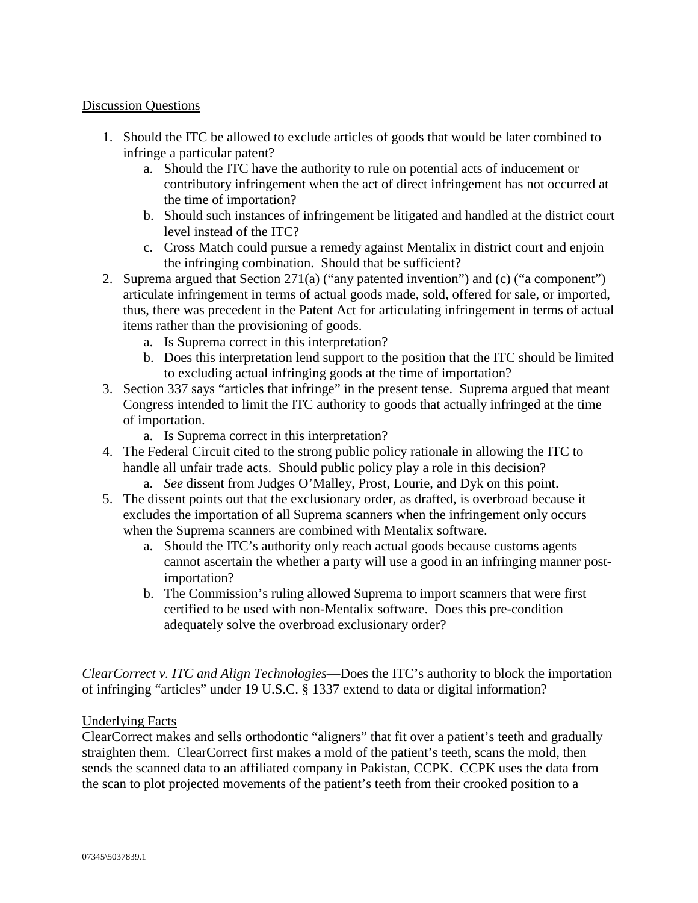Discussion Questions

1. Should the ITC be allowed to exclude articles of goods that would be later combined to infringe a particular patent?
   a. Should the ITC have the authority to rule on potential acts of inducement or contributory infringement when the act of direct infringement has not occurred at the time of importation?
   b. Should such instances of infringement be litigated and handled at the district court level instead of the ITC?
   c. Cross Match could pursue a remedy against Mentalix in district court and enjoin the infringing combination. Should that be sufficient?
2. Suprema argued that Section 271(a) ("any patented invention") and (c) ("a component") articulate infringement in terms of actual goods made, sold, offered for sale, or imported, thus, there was precedent in the Patent Act for articulating infringement in terms of actual items rather than the provisioning of goods.
   a. Is Suprema correct in this interpretation?
   b. Does this interpretation lend support to the position that the ITC should be limited to excluding actual infringing goods at the time of importation?
3. Section 337 says "articles that infringe" in the present tense. Suprema argued that meant Congress intended to limit the ITC authority to goods that actually infringed at the time of importation.
   a. Is Suprema correct in this interpretation?
4. The Federal Circuit cited to the strong public policy rationale in allowing the ITC to handle all unfair trade acts. Should public policy play a role in this decision?
   a. *See* dissent from Judges O'Malley, Prost, Lourie, and Dyk on this point.
5. The dissent points out that the exclusionary order, as drafted, is overbroad because it excludes the importation of all Suprema scanners when the infringement only occurs when the Suprema scanners are combined with Mentalix software.
   a. Should the ITC's authority only reach actual goods because customs agents cannot ascertain the whether a party will use a good in an infringing manner post-importation?
   b. The Commission's ruling allowed Suprema to import scanners that were first certified to be used with non-Mentalix software. Does this pre-condition adequately solve the overbroad exclusionary order?

---

*ClearCorrect v. ITC and Align Technologies*—Does the ITC's authority to block the importation of infringing "articles" under 19 U.S.C. § 1337 extend to data or digital information?

Underlying Facts

ClearCorrect makes and sells orthodontic "aligners" that fit over a patient's teeth and gradually straighten them. ClearCorrect first makes a mold of the patient's teeth, scans the mold, then sends the scanned data to an affiliated company in Pakistan, CCPK. CCPK uses the data from the scan to plot projected movements of the patient's teeth from their crooked position to a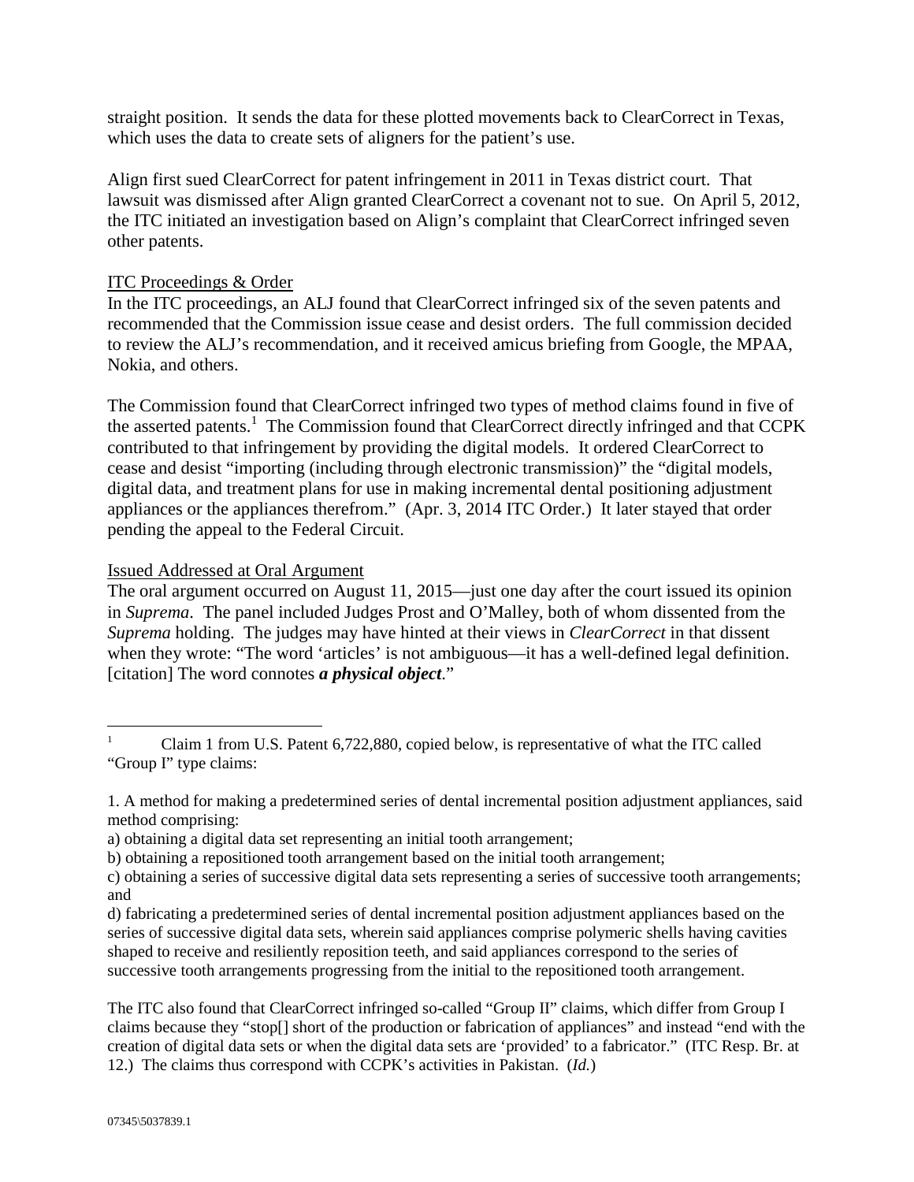straight position. It sends the data for these plotted movements back to ClearCorrect in Texas, which uses the data to create sets of aligners for the patient's use.

Align first sued ClearCorrect for patent infringement in 2011 in Texas district court. That lawsuit was dismissed after Align granted ClearCorrect a covenant not to sue. On April 5, 2012, the ITC initiated an investigation based on Align's complaint that ClearCorrect infringed seven other patents.

ITC Proceedings & Order

In the ITC proceedings, an ALJ found that ClearCorrect infringed six of the seven patents and recommended that the Commission issue cease and desist orders. The full commission decided to review the ALJ's recommendation, and it received amicus briefing from Google, the MPAA, Nokia, and others.

The Commission found that ClearCorrect infringed two types of method claims found in five of the asserted patents.[1] The Commission found that ClearCorrect directly infringed and that CCPK contributed to that infringement by providing the digital models. It ordered ClearCorrect to cease and desist "importing (including through electronic transmission)" the "digital models, digital data, and treatment plans for use in making incremental dental positioning adjustment appliances or the appliances therefrom." (Apr. 3, 2014 ITC Order.) It later stayed that order pending the appeal to the Federal Circuit.

Issued Addressed at Oral Argument

The oral argument occurred on August 11, 2015—just one day after the court issued its opinion in *Suprema*. The panel included Judges Prost and O'Malley, both of whom dissented from the *Suprema* holding. The judges may have hinted at their views in *ClearCorrect* in that dissent when they wrote: "The word 'articles' is not ambiguous—it has a well-defined legal definition. [citation] The word connotes ***a physical object***."

---

[1] Claim 1 from U.S. Patent 6,722,880, copied below, is representative of what the ITC called "Group I" type claims:

1. A method for making a predetermined series of dental incremental position adjustment appliances, said method comprising:

a) obtaining a digital data set representing an initial tooth arrangement;

b) obtaining a repositioned tooth arrangement based on the initial tooth arrangement;

c) obtaining a series of successive digital data sets representing a series of successive tooth arrangements; and

d) fabricating a predetermined series of dental incremental position adjustment appliances based on the series of successive digital data sets, wherein said appliances comprise polymeric shells having cavities shaped to receive and resiliently reposition teeth, and said appliances correspond to the series of successive tooth arrangements progressing from the initial to the repositioned tooth arrangement.

The ITC also found that ClearCorrect infringed so-called "Group II" claims, which differ from Group I claims because they "stop[] short of the production or fabrication of appliances" and instead "end with the creation of digital data sets or when the digital data sets are 'provided' to a fabricator." (ITC Resp. Br. at 12.) The claims thus correspond with CCPK's activities in Pakistan. (*Id.*)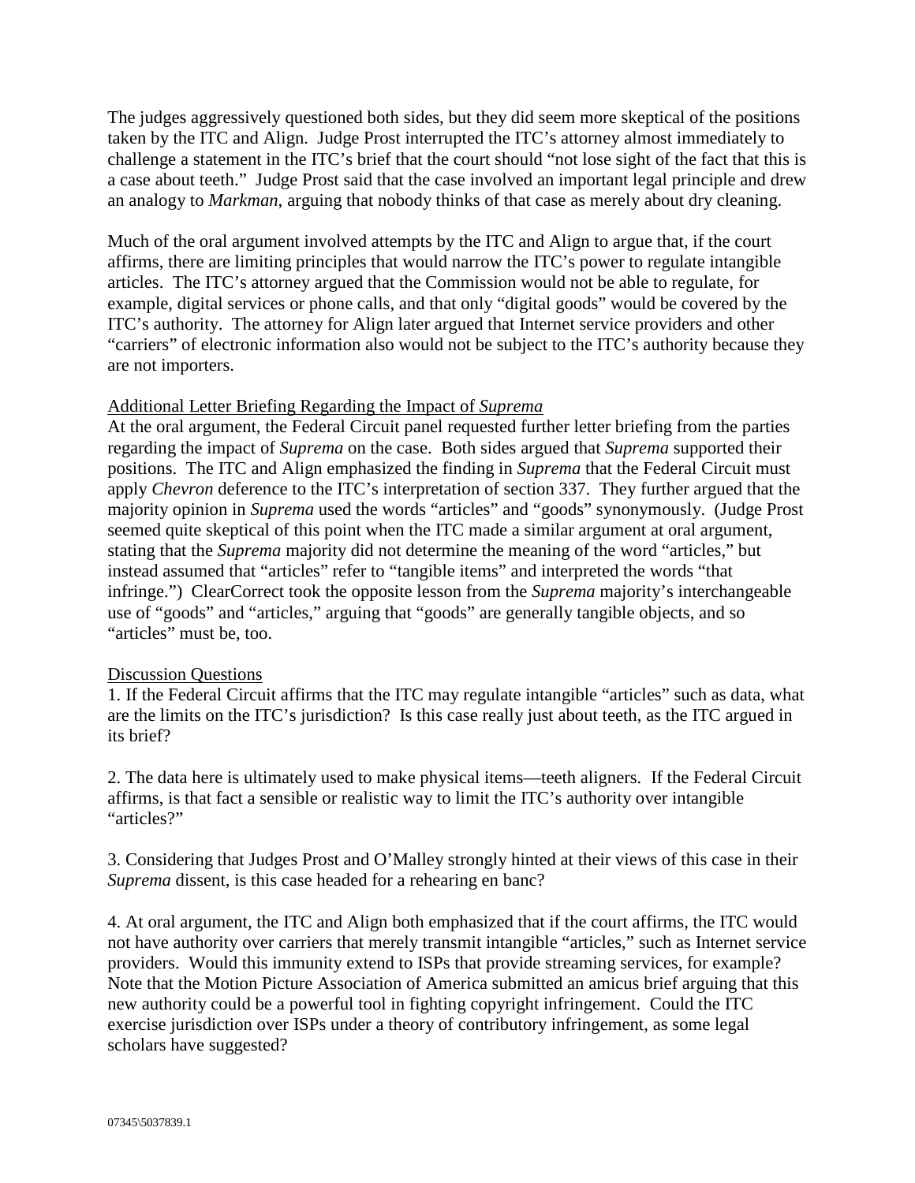The judges aggressively questioned both sides, but they did seem more skeptical of the positions taken by the ITC and Align. Judge Prost interrupted the ITC's attorney almost immediately to challenge a statement in the ITC's brief that the court should "not lose sight of the fact that this is a case about teeth." Judge Prost said that the case involved an important legal principle and drew an analogy to *Markman*, arguing that nobody thinks of that case as merely about dry cleaning.

Much of the oral argument involved attempts by the ITC and Align to argue that, if the court affirms, there are limiting principles that would narrow the ITC's power to regulate intangible articles. The ITC's attorney argued that the Commission would not be able to regulate, for example, digital services or phone calls, and that only "digital goods" would be covered by the ITC's authority. The attorney for Align later argued that Internet service providers and other "carriers" of electronic information also would not be subject to the ITC's authority because they are not importers.

<u>Additional Letter Briefing Regarding the Impact of *Suprema*</u>

At the oral argument, the Federal Circuit panel requested further letter briefing from the parties regarding the impact of *Suprema* on the case. Both sides argued that *Suprema* supported their positions. The ITC and Align emphasized the finding in *Suprema* that the Federal Circuit must apply *Chevron* deference to the ITC's interpretation of section 337. They further argued that the majority opinion in *Suprema* used the words "articles" and "goods" synonymously. (Judge Prost seemed quite skeptical of this point when the ITC made a similar argument at oral argument, stating that the *Suprema* majority did not determine the meaning of the word "articles," but instead assumed that "articles" refer to "tangible items" and interpreted the words "that infringe.") ClearCorrect took the opposite lesson from the *Suprema* majority's interchangeable use of "goods" and "articles," arguing that "goods" are generally tangible objects, and so "articles" must be, too.

<u>Discussion Questions</u>

1. If the Federal Circuit affirms that the ITC may regulate intangible "articles" such as data, what are the limits on the ITC's jurisdiction? Is this case really just about teeth, as the ITC argued in its brief?

2. The data here is ultimately used to make physical items—teeth aligners. If the Federal Circuit affirms, is that fact a sensible or realistic way to limit the ITC's authority over intangible "articles?"

3. Considering that Judges Prost and O'Malley strongly hinted at their views of this case in their *Suprema* dissent, is this case headed for a rehearing en banc?

4. At oral argument, the ITC and Align both emphasized that if the court affirms, the ITC would not have authority over carriers that merely transmit intangible "articles," such as Internet service providers. Would this immunity extend to ISPs that provide streaming services, for example? Note that the Motion Picture Association of America submitted an amicus brief arguing that this new authority could be a powerful tool in fighting copyright infringement. Could the ITC exercise jurisdiction over ISPs under a theory of contributory infringement, as some legal scholars have suggested?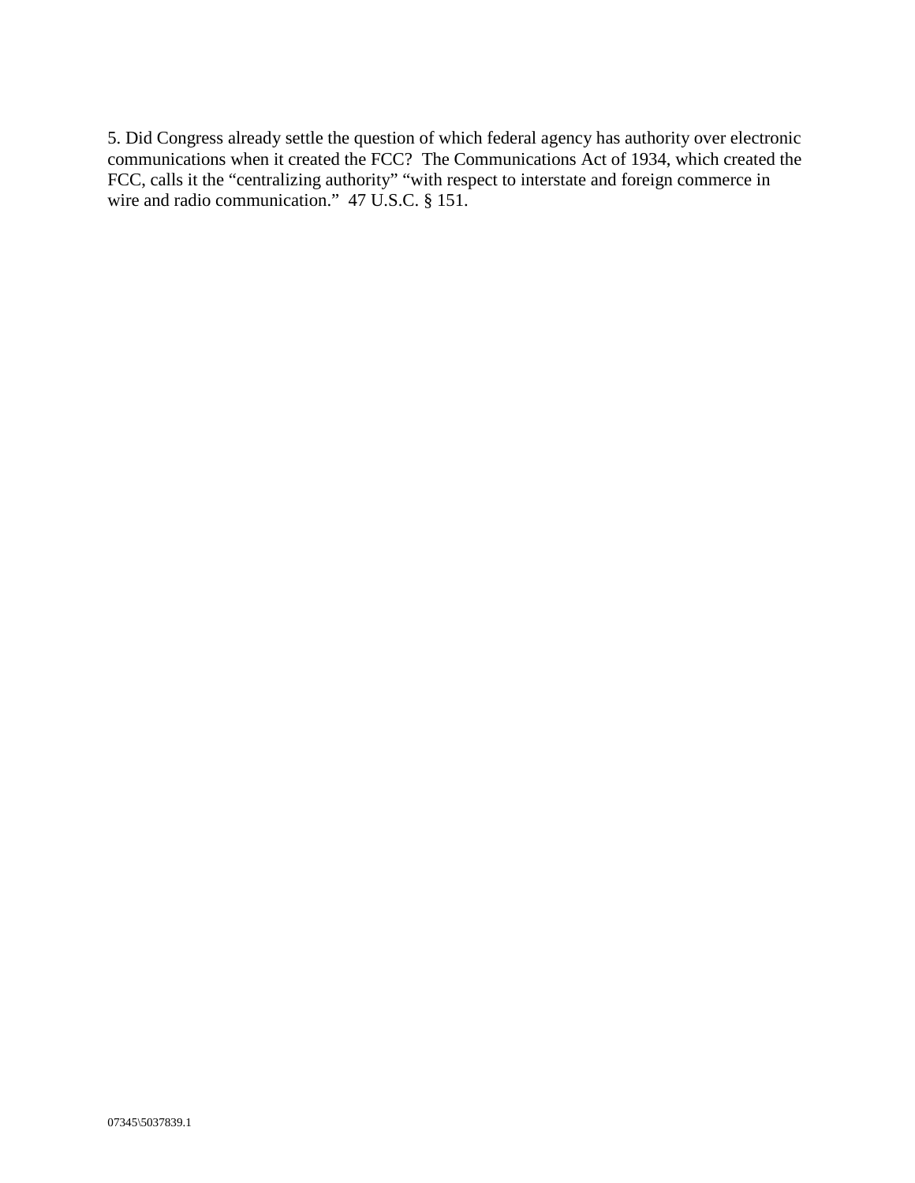5. Did Congress already settle the question of which federal agency has authority over electronic communications when it created the FCC? The Communications Act of 1934, which created the FCC, calls it the "centralizing authority" "with respect to interstate and foreign commerce in wire and radio communication." 47 U.S.C. § 151.

07345\5037839.1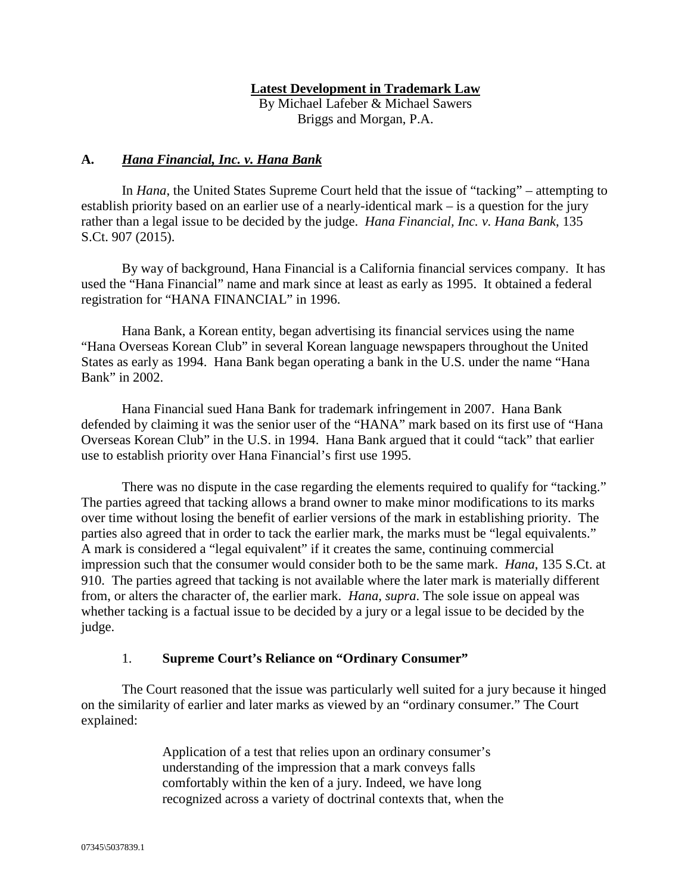**Latest Development in Trademark Law**

By Michael Lafeber & Michael Sawers
Briggs and Morgan, P.A.

## A. *Hana Financial, Inc. v. Hana Bank*

In *Hana*, the United States Supreme Court held that the issue of "tacking" – attempting to establish priority based on an earlier use of a nearly-identical mark – is a question for the jury rather than a legal issue to be decided by the judge. *Hana Financial, Inc. v. Hana Bank*, 135 S.Ct. 907 (2015).

By way of background, Hana Financial is a California financial services company. It has used the "Hana Financial" name and mark since at least as early as 1995. It obtained a federal registration for "HANA FINANCIAL" in 1996.

Hana Bank, a Korean entity, began advertising its financial services using the name "Hana Overseas Korean Club" in several Korean language newspapers throughout the United States as early as 1994. Hana Bank began operating a bank in the U.S. under the name "Hana Bank" in 2002.

Hana Financial sued Hana Bank for trademark infringement in 2007. Hana Bank defended by claiming it was the senior user of the "HANA" mark based on its first use of "Hana Overseas Korean Club" in the U.S. in 1994. Hana Bank argued that it could "tack" that earlier use to establish priority over Hana Financial's first use 1995.

There was no dispute in the case regarding the elements required to qualify for "tacking." The parties agreed that tacking allows a brand owner to make minor modifications to its marks over time without losing the benefit of earlier versions of the mark in establishing priority. The parties also agreed that in order to tack the earlier mark, the marks must be "legal equivalents." A mark is considered a "legal equivalent" if it creates the same, continuing commercial impression such that the consumer would consider both to be the same mark. *Hana*, 135 S.Ct. at 910. The parties agreed that tacking is not available where the later mark is materially different from, or alters the character of, the earlier mark. *Hana, supra*. The sole issue on appeal was whether tacking is a factual issue to be decided by a jury or a legal issue to be decided by the judge.

### 1. Supreme Court's Reliance on "Ordinary Consumer"

The Court reasoned that the issue was particularly well suited for a jury because it hinged on the similarity of earlier and later marks as viewed by an "ordinary consumer." The Court explained:

> Application of a test that relies upon an ordinary consumer's understanding of the impression that a mark conveys falls comfortably within the ken of a jury. Indeed, we have long recognized across a variety of doctrinal contexts that, when the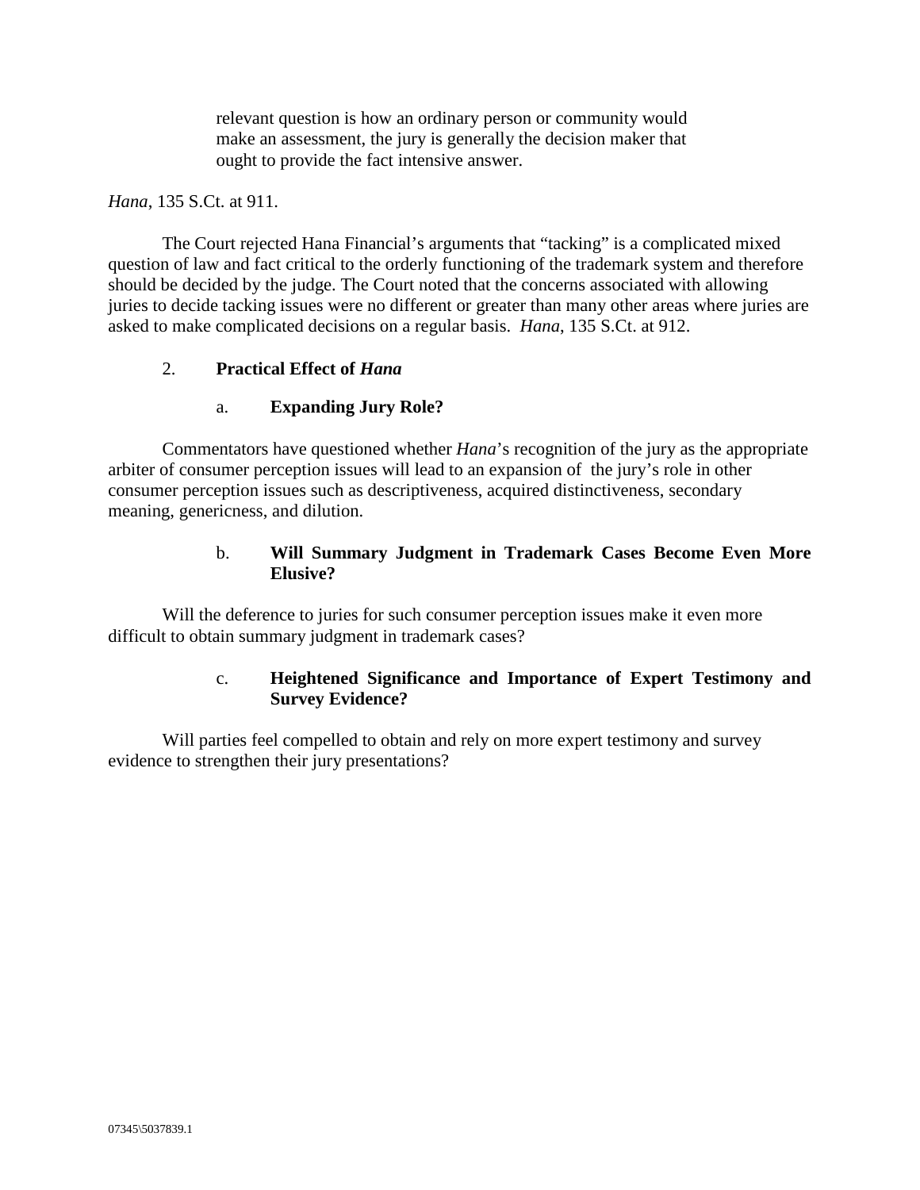> relevant question is how an ordinary person or community would make an assessment, the jury is generally the decision maker that ought to provide the fact intensive answer.

*Hana*, 135 S.Ct. at 911.

The Court rejected Hana Financial's arguments that "tacking" is a complicated mixed question of law and fact critical to the orderly functioning of the trademark system and therefore should be decided by the judge. The Court noted that the concerns associated with allowing juries to decide tacking issues were no different or greater than many other areas where juries are asked to make complicated decisions on a regular basis. *Hana*, 135 S.Ct. at 912.

2. **Practical Effect of *Hana***

a. **Expanding Jury Role?**

Commentators have questioned whether *Hana*'s recognition of the jury as the appropriate arbiter of consumer perception issues will lead to an expansion of the jury's role in other consumer perception issues such as descriptiveness, acquired distinctiveness, secondary meaning, genericness, and dilution.

b. **Will Summary Judgment in Trademark Cases Become Even More Elusive?**

Will the deference to juries for such consumer perception issues make it even more difficult to obtain summary judgment in trademark cases?

c. **Heightened Significance and Importance of Expert Testimony and Survey Evidence?**

Will parties feel compelled to obtain and rely on more expert testimony and survey evidence to strengthen their jury presentations?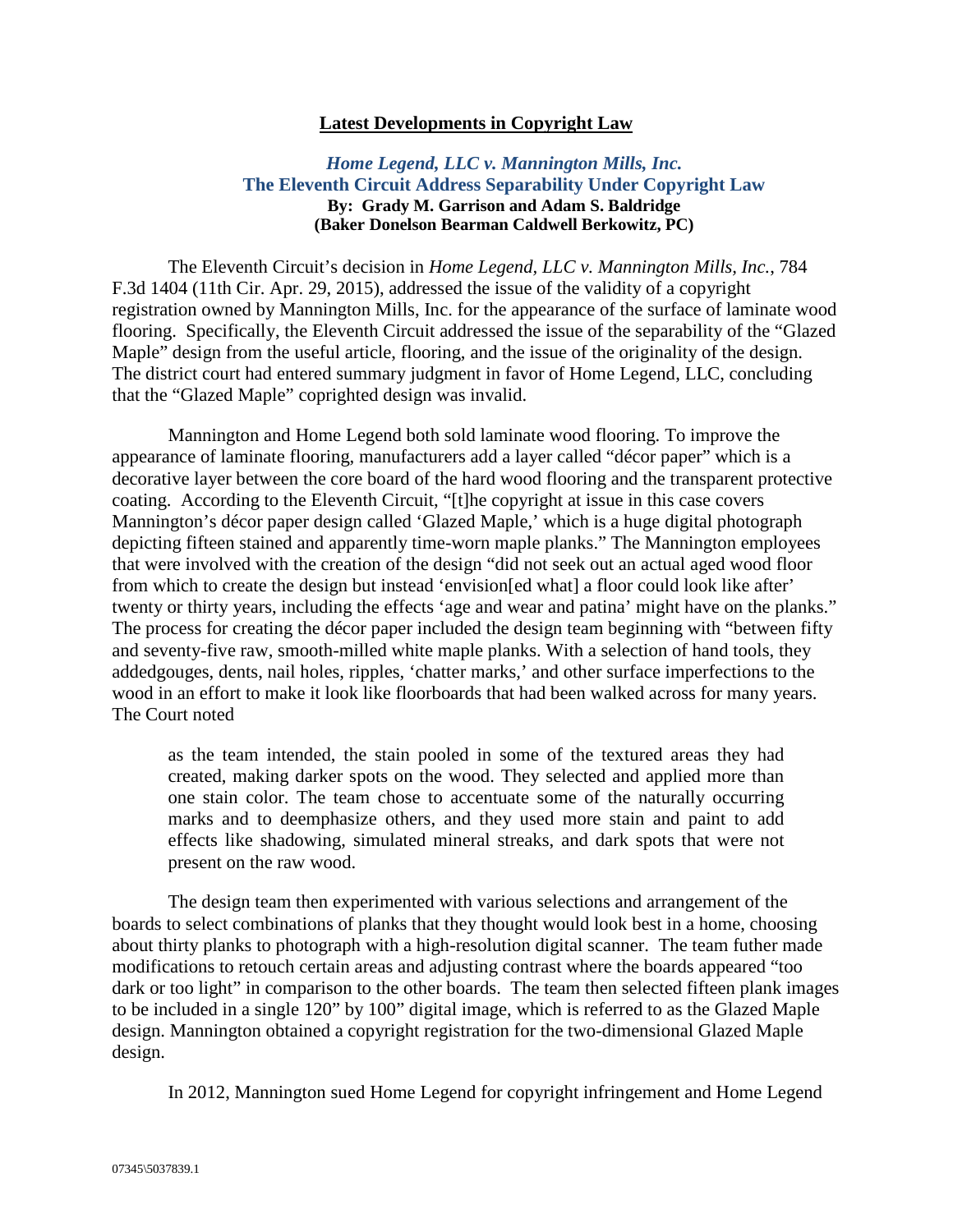## Latest Developments in Copyright Law

### *Home Legend, LLC v. Mannington Mills, Inc.*
### The Eleventh Circuit Address Separability Under Copyright Law

**By: Grady M. Garrison and Adam S. Baldridge**
**(Baker Donelson Bearman Caldwell Berkowitz, PC)**

The Eleventh Circuit's decision in *Home Legend, LLC v. Mannington Mills, Inc.*, 784 F.3d 1404 (11th Cir. Apr. 29, 2015), addressed the issue of the validity of a copyright registration owned by Mannington Mills, Inc. for the appearance of the surface of laminate wood flooring. Specifically, the Eleventh Circuit addressed the issue of the separability of the "Glazed Maple" design from the useful article, flooring, and the issue of the originality of the design. The district court had entered summary judgment in favor of Home Legend, LLC, concluding that the "Glazed Maple" coprighted design was invalid.

Mannington and Home Legend both sold laminate wood flooring. To improve the appearance of laminate flooring, manufacturers add a layer called "décor paper" which is a decorative layer between the core board of the hard wood flooring and the transparent protective coating. According to the Eleventh Circuit, "[t]he copyright at issue in this case covers Mannington's décor paper design called 'Glazed Maple,' which is a huge digital photograph depicting fifteen stained and apparently time-worn maple planks." The Mannington employees that were involved with the creation of the design "did not seek out an actual aged wood floor from which to create the design but instead 'envision[ed what] a floor could look like after' twenty or thirty years, including the effects 'age and wear and patina' might have on the planks." The process for creating the décor paper included the design team beginning with "between fifty and seventy-five raw, smooth-milled white maple planks. With a selection of hand tools, they addedgouges, dents, nail holes, ripples, 'chatter marks,' and other surface imperfections to the wood in an effort to make it look like floorboards that had been walked across for many years. The Court noted

> as the team intended, the stain pooled in some of the textured areas they had created, making darker spots on the wood. They selected and applied more than one stain color. The team chose to accentuate some of the naturally occurring marks and to deemphasize others, and they used more stain and paint to add effects like shadowing, simulated mineral streaks, and dark spots that were not present on the raw wood.

The design team then experimented with various selections and arrangement of the boards to select combinations of planks that they thought would look best in a home, choosing about thirty planks to photograph with a high-resolution digital scanner. The team futher made modifications to retouch certain areas and adjusting contrast where the boards appeared "too dark or too light" in comparison to the other boards. The team then selected fifteen plank images to be included in a single 120" by 100" digital image, which is referred to as the Glazed Maple design. Mannington obtained a copyright registration for the two-dimensional Glazed Maple design.

In 2012, Mannington sued Home Legend for copyright infringement and Home Legend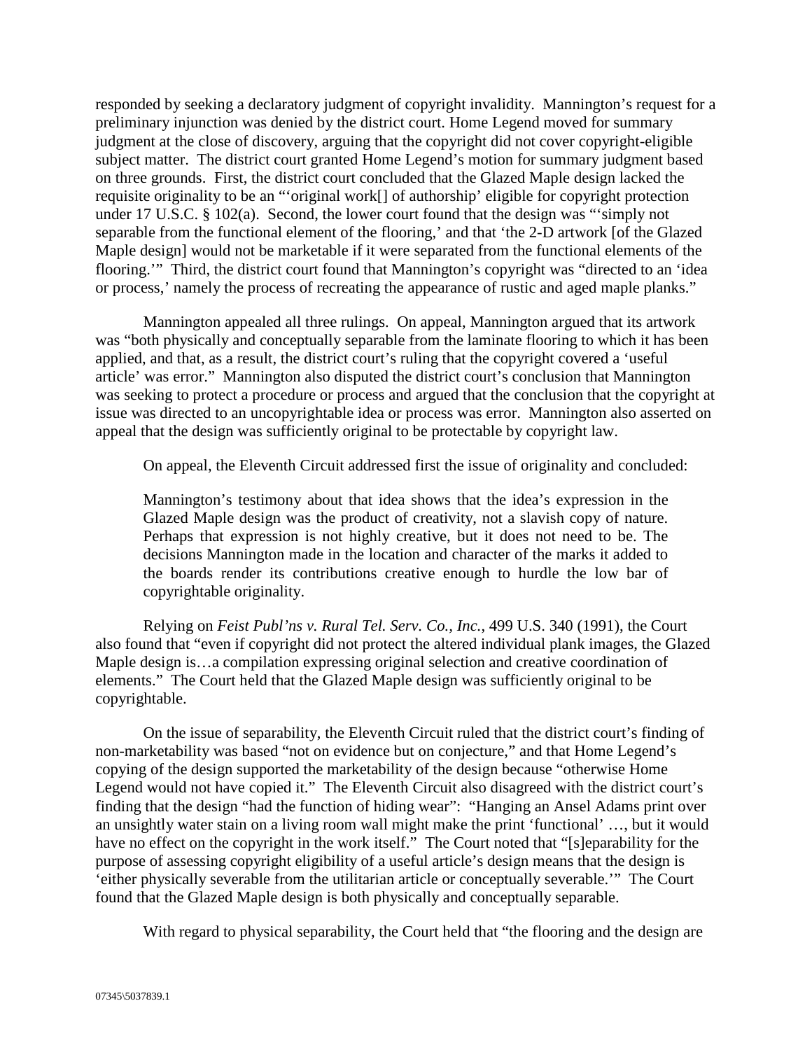responded by seeking a declaratory judgment of copyright invalidity. Mannington's request for a preliminary injunction was denied by the district court. Home Legend moved for summary judgment at the close of discovery, arguing that the copyright did not cover copyright-eligible subject matter. The district court granted Home Legend's motion for summary judgment based on three grounds. First, the district court concluded that the Glazed Maple design lacked the requisite originality to be an "'original work[] of authorship' eligible for copyright protection under 17 U.S.C. § 102(a). Second, the lower court found that the design was "'simply not separable from the functional element of the flooring,' and that 'the 2-D artwork [of the Glazed Maple design] would not be marketable if it were separated from the functional elements of the flooring.'" Third, the district court found that Mannington's copyright was "directed to an 'idea or process,' namely the process of recreating the appearance of rustic and aged maple planks."

Mannington appealed all three rulings. On appeal, Mannington argued that its artwork was "both physically and conceptually separable from the laminate flooring to which it has been applied, and that, as a result, the district court's ruling that the copyright covered a 'useful article' was error." Mannington also disputed the district court's conclusion that Mannington was seeking to protect a procedure or process and argued that the conclusion that the copyright at issue was directed to an uncopyrightable idea or process was error. Mannington also asserted on appeal that the design was sufficiently original to be protectable by copyright law.

On appeal, the Eleventh Circuit addressed first the issue of originality and concluded:

> Mannington's testimony about that idea shows that the idea's expression in the Glazed Maple design was the product of creativity, not a slavish copy of nature. Perhaps that expression is not highly creative, but it does not need to be. The decisions Mannington made in the location and character of the marks it added to the boards render its contributions creative enough to hurdle the low bar of copyrightable originality.

Relying on *Feist Publ'ns v. Rural Tel. Serv. Co., Inc.*, 499 U.S. 340 (1991), the Court also found that "even if copyright did not protect the altered individual plank images, the Glazed Maple design is…a compilation expressing original selection and creative coordination of elements." The Court held that the Glazed Maple design was sufficiently original to be copyrightable.

On the issue of separability, the Eleventh Circuit ruled that the district court's finding of non-marketability was based "not on evidence but on conjecture," and that Home Legend's copying of the design supported the marketability of the design because "otherwise Home Legend would not have copied it." The Eleventh Circuit also disagreed with the district court's finding that the design "had the function of hiding wear": "Hanging an Ansel Adams print over an unsightly water stain on a living room wall might make the print 'functional' …, but it would have no effect on the copyright in the work itself." The Court noted that "[s]eparability for the purpose of assessing copyright eligibility of a useful article's design means that the design is 'either physically severable from the utilitarian article or conceptually severable.'" The Court found that the Glazed Maple design is both physically and conceptually separable.

With regard to physical separability, the Court held that "the flooring and the design are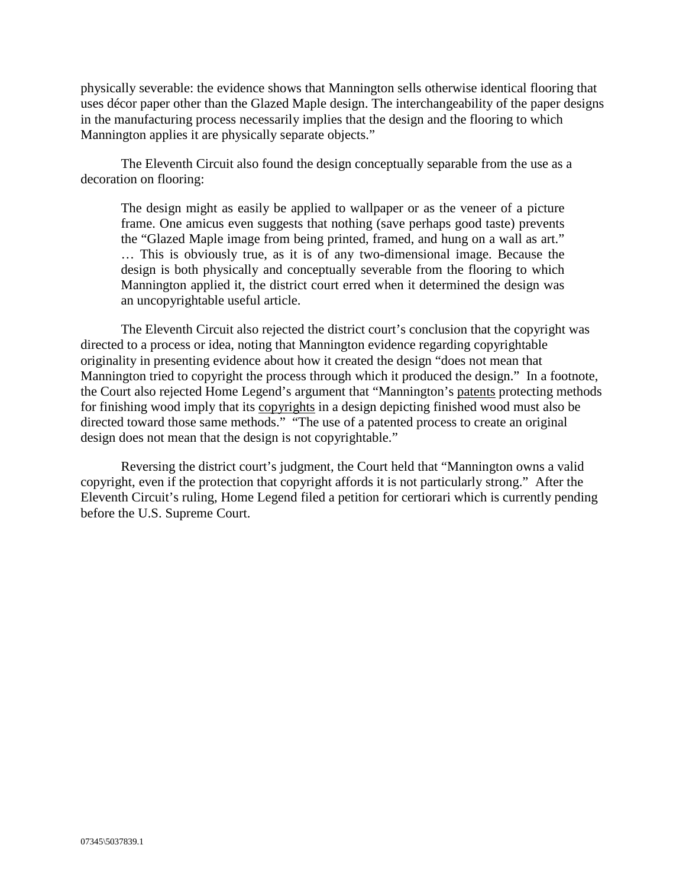physically severable: the evidence shows that Mannington sells otherwise identical flooring that uses décor paper other than the Glazed Maple design. The interchangeability of the paper designs in the manufacturing process necessarily implies that the design and the flooring to which Mannington applies it are physically separate objects."

The Eleventh Circuit also found the design conceptually separable from the use as a decoration on flooring:

> The design might as easily be applied to wallpaper or as the veneer of a picture frame. One amicus even suggests that nothing (save perhaps good taste) prevents the "Glazed Maple image from being printed, framed, and hung on a wall as art." … This is obviously true, as it is of any two-dimensional image. Because the design is both physically and conceptually severable from the flooring to which Mannington applied it, the district court erred when it determined the design was an uncopyrightable useful article.

The Eleventh Circuit also rejected the district court's conclusion that the copyright was directed to a process or idea, noting that Mannington evidence regarding copyrightable originality in presenting evidence about how it created the design "does not mean that Mannington tried to copyright the process through which it produced the design." In a footnote, the Court also rejected Home Legend's argument that "Mannington's <u>patents</u> protecting methods for finishing wood imply that its <u>copyrights</u> in a design depicting finished wood must also be directed toward those same methods." "The use of a patented process to create an original design does not mean that the design is not copyrightable."

Reversing the district court's judgment, the Court held that "Mannington owns a valid copyright, even if the protection that copyright affords it is not particularly strong." After the Eleventh Circuit's ruling, Home Legend filed a petition for certiorari which is currently pending before the U.S. Supreme Court.

07345\5037839.1